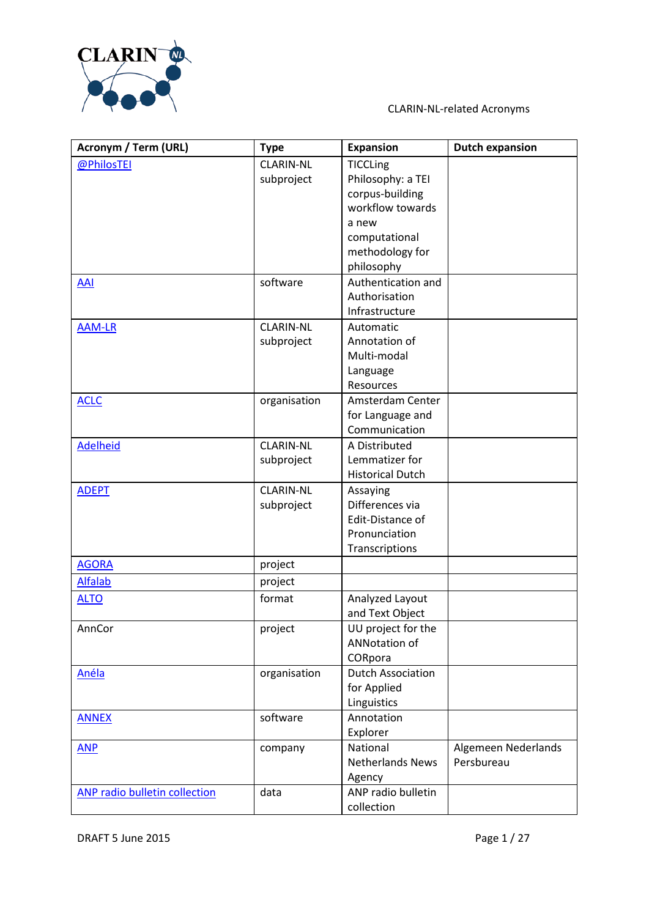# CLARIN-NL-related Acronyms

| Acronym / Term (URL) | Type | Expansion | Dutch expansion |
|---|---|---|---|
| @PhilosTEI | CLARIN-NL subproject | TICCLing Philosophy: a TEI corpus-building workflow towards a new computational methodology for philosophy | |
| AAI | software | Authentication and Authorisation Infrastructure | |
| AAM-LR | CLARIN-NL subproject | Automatic Annotation of Multi-modal Language Resources | |
| ACLC | organisation | Amsterdam Center for Language and Communication | |
| Adelheid | CLARIN-NL subproject | A Distributed Lemmatizer for Historical Dutch | |
| ADEPT | CLARIN-NL subproject | Assaying Differences via Edit-Distance of Pronunciation Transcriptions | |
| AGORA | project | | |
| Alfalab | project | | |
| ALTO | format | Analyzed Layout and Text Object | |
| AnnCor | project | UU project for the ANNotation of CORpora | |
| Anéla | organisation | Dutch Association for Applied Linguistics | |
| ANNEX | software | Annotation Explorer | |
| ANP | company | National Netherlands News Agency | Algemeen Nederlands Persbureau |
| ANP radio bulletin collection | data | ANP radio bulletin collection | |

DRAFT 5 June 2015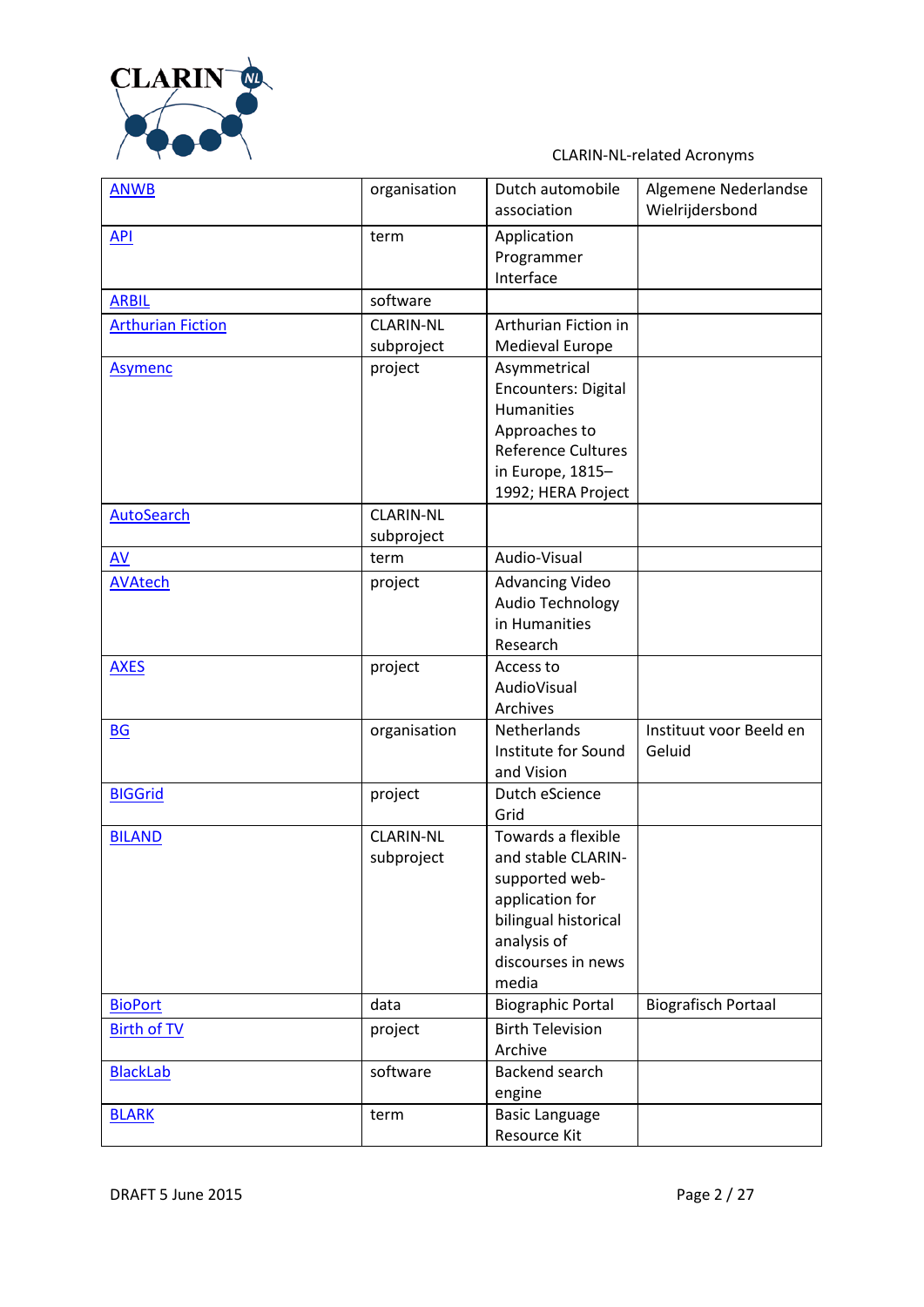| ANWB | organisation | Dutch automobile association | Algemene Nederlandse Wielrijdersbond |
|---|---|---|---|
| API | term | Application Programmer Interface | |
| ARBIL | software | | |
| Arthurian Fiction | CLARIN-NL subproject | Arthurian Fiction in Medieval Europe | |
| Asymenc | project | Asymmetrical Encounters: Digital Humanities Approaches to Reference Cultures in Europe, 1815–1992; HERA Project | |
| AutoSearch | CLARIN-NL subproject | | |
| AV | term | Audio-Visual | |
| AVAtech | project | Advancing Video Audio Technology in Humanities Research | |
| AXES | project | Access to AudioVisual Archives | |
| BG | organisation | Netherlands Institute for Sound and Vision | Instituut voor Beeld en Geluid |
| BIGGrid | project | Dutch eScience Grid | |
| BILAND | CLARIN-NL subproject | Towards a flexible and stable CLARIN-supported web-application for bilingual historical analysis of discourses in news media | |
| BioPort | data | Biographic Portal | Biografisch Portaal |
| Birth of TV | project | Birth Television Archive | |
| BlackLab | software | Backend search engine | |
| BLARK | term | Basic Language Resource Kit | |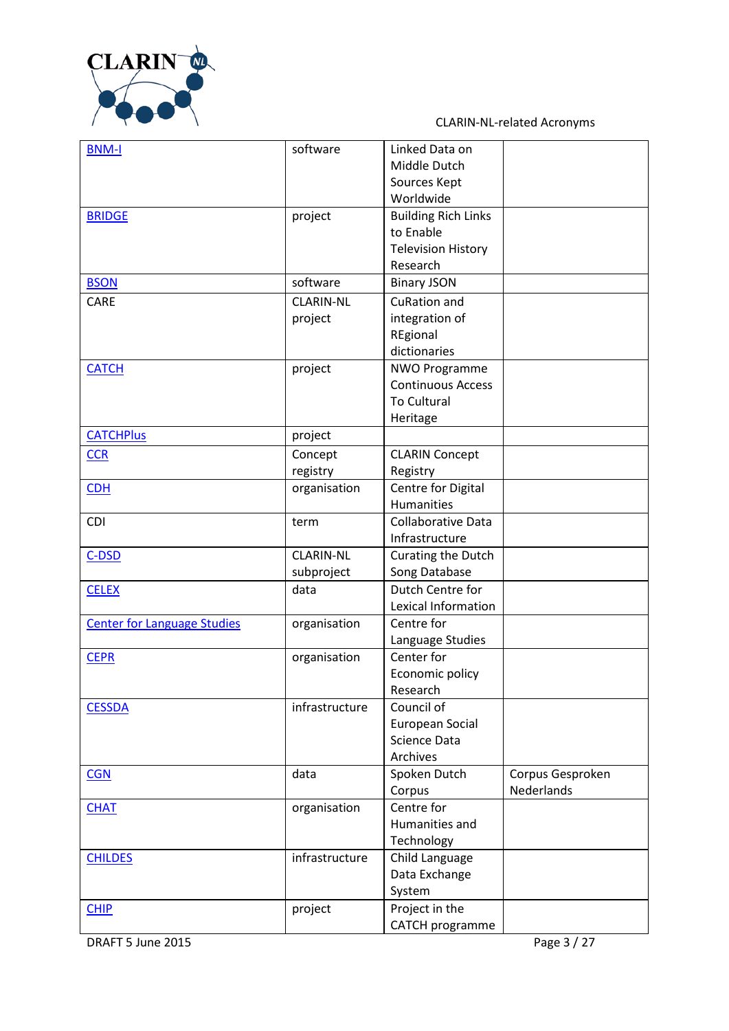| BNM-I | software | Linked Data on Middle Dutch Sources Kept Worldwide | |
|---|---|---|---|
| BRIDGE | project | Building Rich Links to Enable Television History Research | |
| BSON | software | Binary JSON | |
| CARE | CLARIN-NL project | CuRation and integration of REgional dictionaries | |
| CATCH | project | NWO Programme Continuous Access To Cultural Heritage | |
| CATCHPlus | project | | |
| CCR | Concept registry | CLARIN Concept Registry | |
| CDH | organisation | Centre for Digital Humanities | |
| CDI | term | Collaborative Data Infrastructure | |
| C-DSD | CLARIN-NL subproject | Curating the Dutch Song Database | |
| CELEX | data | Dutch Centre for Lexical Information | |
| Center for Language Studies | organisation | Centre for Language Studies | |
| CEPR | organisation | Center for Economic policy Research | |
| CESSDA | infrastructure | Council of European Social Science Data Archives | |
| CGN | data | Spoken Dutch Corpus | Corpus Gesproken Nederlands |
| CHAT | organisation | Centre for Humanities and Technology | |
| CHILDES | infrastructure | Child Language Data Exchange System | |
| CHIP | project | Project in the CATCH programme | |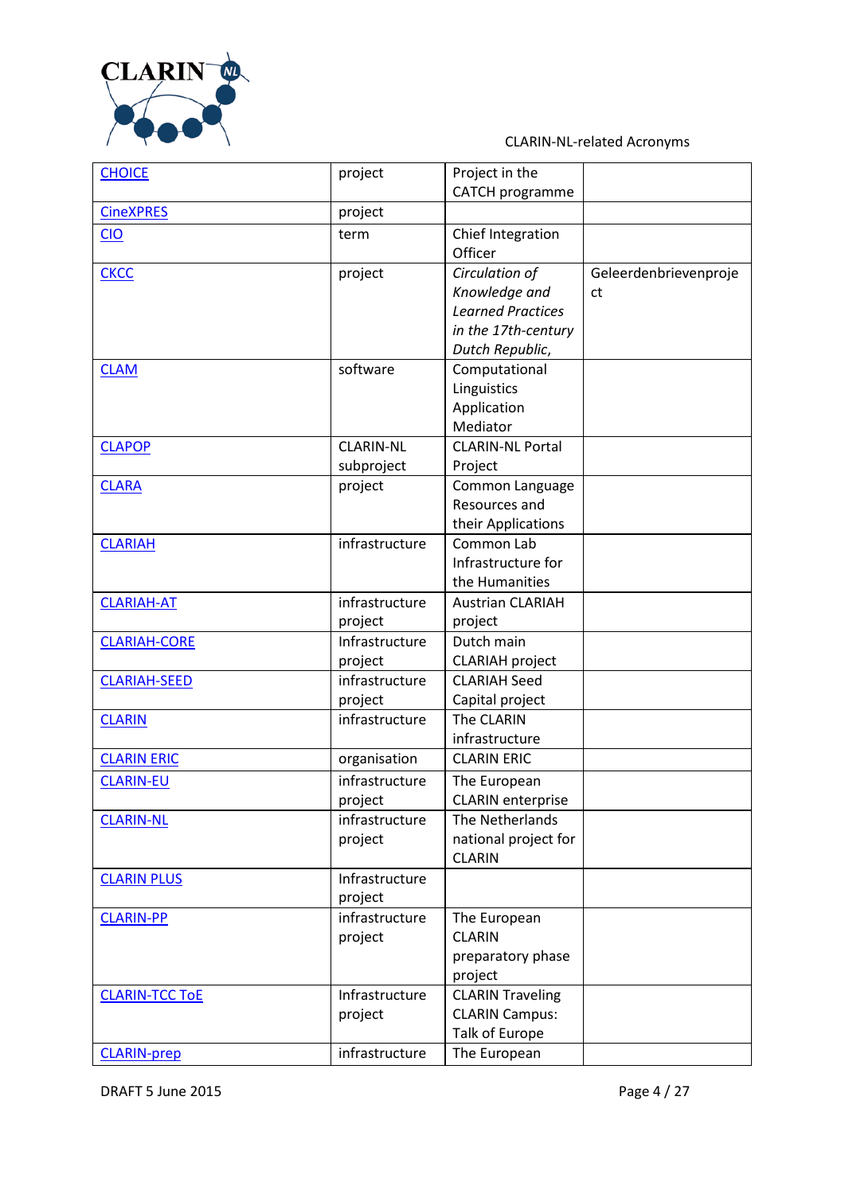| CHOICE | project | Project in the CATCH programme | |
|---|---|---|---|
| CineXPRES | project | | |
| CIO | term | Chief Integration Officer | |
| CKCC | project | *Circulation of Knowledge and Learned Practices in the 17th-century Dutch Republic,* | Geleerdenbrievenproject |
| CLAM | software | Computational Linguistics Application Mediator | |
| CLAPOP | CLARIN-NL subproject | CLARIN-NL Portal Project | |
| CLARA | project | Common Language Resources and their Applications | |
| CLARIAH | infrastructure | Common Lab Infrastructure for the Humanities | |
| CLARIAH-AT | infrastructure project | Austrian CLARIAH project | |
| CLARIAH-CORE | Infrastructure project | Dutch main CLARIAH project | |
| CLARIAH-SEED | infrastructure project | CLARIAH Seed Capital project | |
| CLARIN | infrastructure | The CLARIN infrastructure | |
| CLARIN ERIC | organisation | CLARIN ERIC | |
| CLARIN-EU | infrastructure project | The European CLARIN enterprise | |
| CLARIN-NL | infrastructure project | The Netherlands national project for CLARIN | |
| CLARIN PLUS | Infrastructure project | | |
| CLARIN-PP | infrastructure project | The European CLARIN preparatory phase project | |
| CLARIN-TCC ToE | Infrastructure project | CLARIN Traveling CLARIN Campus: Talk of Europe | |
| CLARIN-prep | infrastructure | The European | |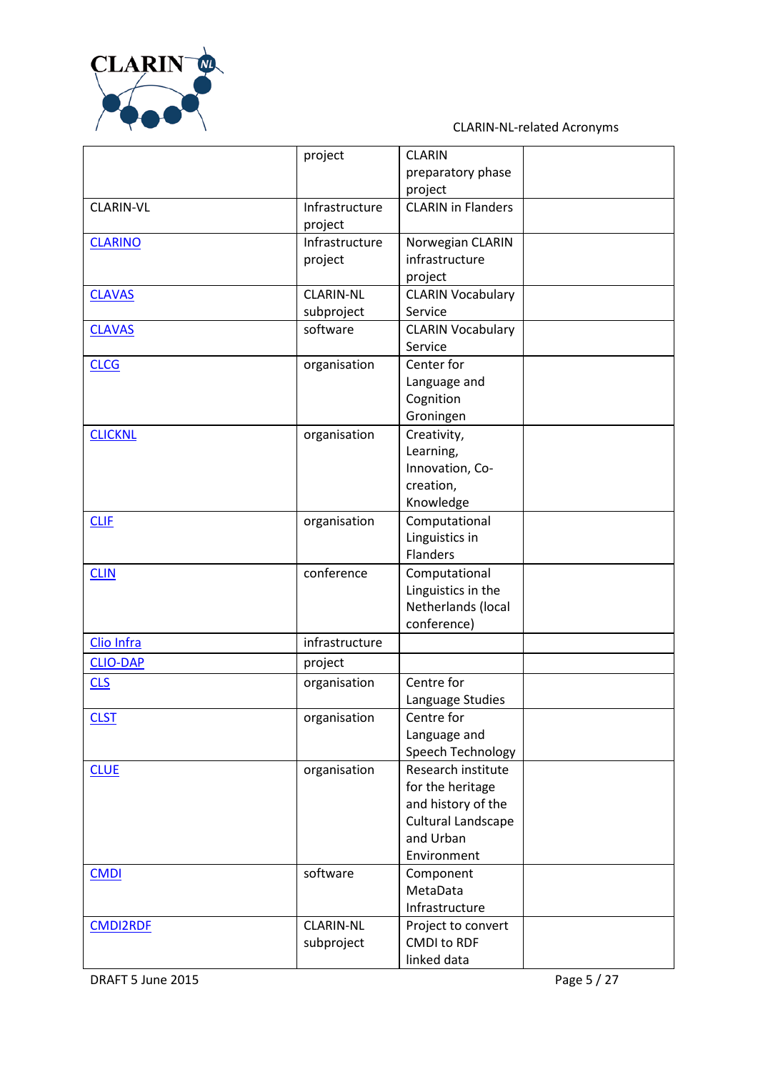|  | project | CLARIN preparatory phase project |  |
|---|---|---|---|
| CLARIN-VL | Infrastructure project | CLARIN in Flanders |  |
| CLARINO | Infrastructure project | Norwegian CLARIN infrastructure project |  |
| CLAVAS | CLARIN-NL subproject | CLARIN Vocabulary Service |  |
| CLAVAS | software | CLARIN Vocabulary Service |  |
| CLCG | organisation | Center for Language and Cognition Groningen |  |
| CLICKNL | organisation | Creativity, Learning, Innovation, Co-creation, Knowledge |  |
| CLIF | organisation | Computational Linguistics in Flanders |  |
| CLIN | conference | Computational Linguistics in the Netherlands (local conference) |  |
| Clio Infra | infrastructure |  |  |
| CLIO-DAP | project |  |  |
| CLS | organisation | Centre for Language Studies |  |
| CLST | organisation | Centre for Language and Speech Technology |  |
| CLUE | organisation | Research institute for the heritage and history of the Cultural Landscape and Urban Environment |  |
| CMDI | software | Component MetaData Infrastructure |  |
| CMDI2RDF | CLARIN-NL subproject | Project to convert CMDI to RDF linked data |  |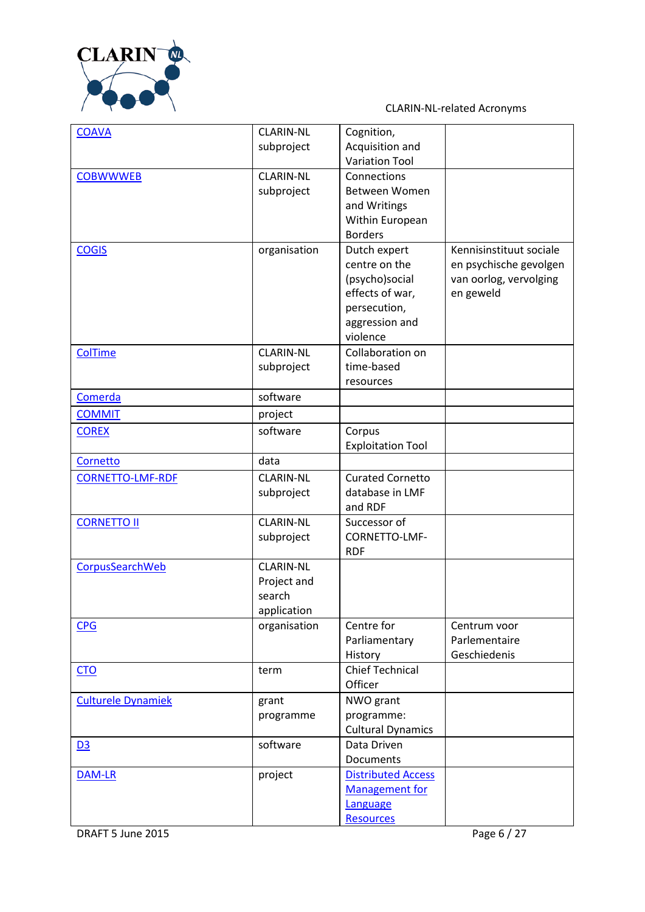| | | | |
|---|---|---|---|
| COAVA | CLARIN-NL subproject | Cognition, Acquisition and Variation Tool | |
| COBWWWEB | CLARIN-NL subproject | Connections Between Women and Writings Within European Borders | |
| COGIS | organisation | Dutch expert centre on the (psycho)social effects of war, persecution, aggression and violence | Kennisinstituut sociale en psychische gevolgen van oorlog, vervolging en geweld |
| ColTime | CLARIN-NL subproject | Collaboration on time-based resources | |
| Comerda | software | | |
| COMMIT | project | | |
| COREX | software | Corpus Exploitation Tool | |
| Cornetto | data | | |
| CORNETTO-LMF-RDF | CLARIN-NL subproject | Curated Cornetto database in LMF and RDF | |
| CORNETTO II | CLARIN-NL subproject | Successor of CORNETTO-LMF-RDF | |
| CorpusSearchWeb | CLARIN-NL Project and search application | | |
| CPG | organisation | Centre for Parliamentary History | Centrum voor Parlementaire Geschiedenis |
| CTO | term | Chief Technical Officer | |
| Culturele Dynamiek | grant programme | NWO grant programme: Cultural Dynamics | |
| D3 | software | Data Driven Documents | |
| DAM-LR | project | Distributed Access Management for Language Resources | |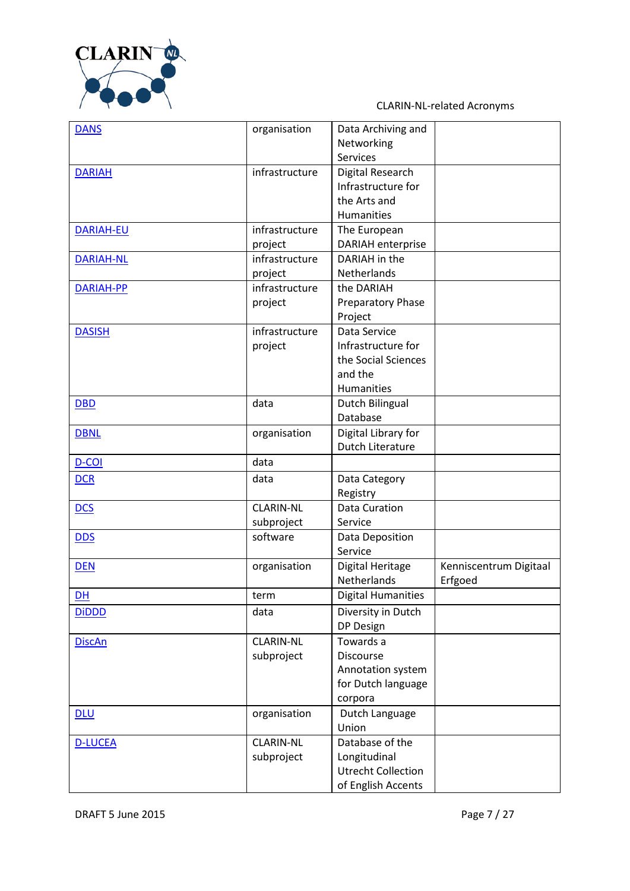| DANS | organisation | Data Archiving and Networking Services | |
|---|---|---|---|
| DARIAH | infrastructure | Digital Research Infrastructure for the Arts and Humanities | |
| DARIAH-EU | infrastructure project | The European DARIAH enterprise | |
| DARIAH-NL | infrastructure project | DARIAH in the Netherlands | |
| DARIAH-PP | infrastructure project | the DARIAH Preparatory Phase Project | |
| DASISH | infrastructure project | Data Service Infrastructure for the Social Sciences and the Humanities | |
| DBD | data | Dutch Bilingual Database | |
| DBNL | organisation | Digital Library for Dutch Literature | |
| D-COI | data | | |
| DCR | data | Data Category Registry | |
| DCS | CLARIN-NL subproject | Data Curation Service | |
| DDS | software | Data Deposition Service | |
| DEN | organisation | Digital Heritage Netherlands | Kenniscentrum Digitaal Erfgoed |
| DH | term | Digital Humanities | |
| DiDDD | data | Diversity in Dutch DP Design | |
| DiscAn | CLARIN-NL subproject | Towards a Discourse Annotation system for Dutch language corpora | |
| DLU | organisation | Dutch Language Union | |
| D-LUCEA | CLARIN-NL subproject | Database of the Longitudinal Utrecht Collection of English Accents | |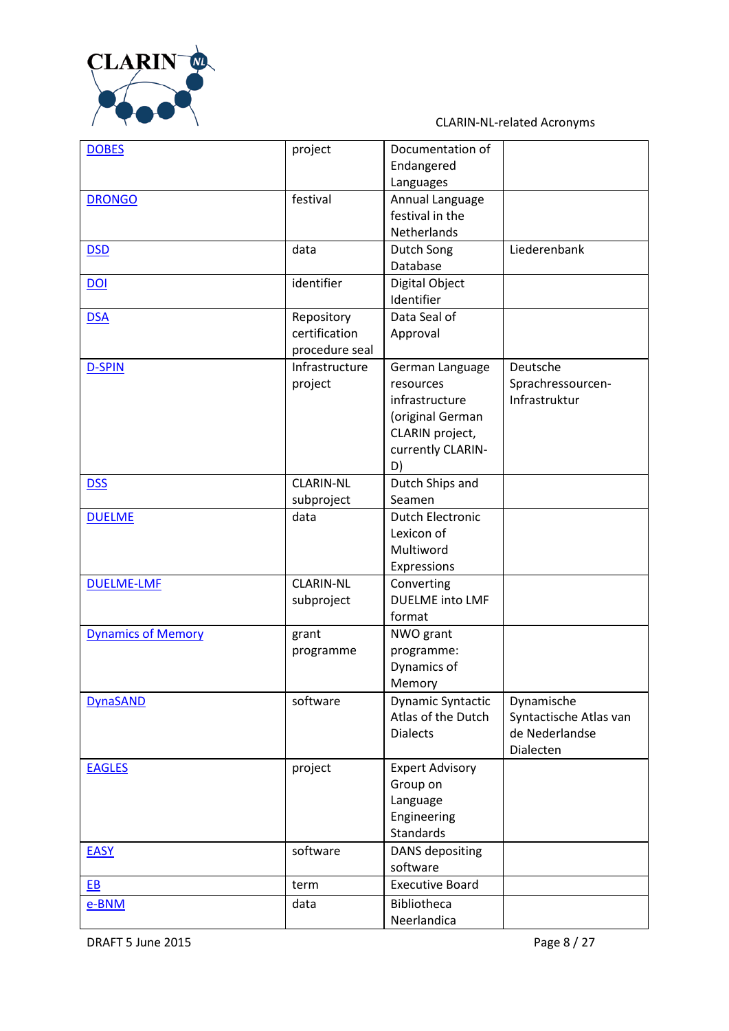| DOBES | project | Documentation of Endangered Languages | |
|---|---|---|---|
| DRONGO | festival | Annual Language festival in the Netherlands | |
| DSD | data | Dutch Song Database | Liederenbank |
| DOI | identifier | Digital Object Identifier | |
| DSA | Repository certification procedure seal | Data Seal of Approval | |
| D-SPIN | Infrastructure project | German Language resources infrastructure (original German CLARIN project, currently CLARIN-D) | Deutsche Sprachressourcen-Infrastruktur |
| DSS | CLARIN-NL subproject | Dutch Ships and Seamen | |
| DUELME | data | Dutch Electronic Lexicon of Multiword Expressions | |
| DUELME-LMF | CLARIN-NL subproject | Converting DUELME into LMF format | |
| Dynamics of Memory | grant programme | NWO grant programme: Dynamics of Memory | |
| DynaSAND | software | Dynamic Syntactic Atlas of the Dutch Dialects | Dynamische Syntactische Atlas van de Nederlandse Dialecten |
| EAGLES | project | Expert Advisory Group on Language Engineering Standards | |
| EASY | software | DANS depositing software | |
| EB | term | Executive Board | |
| e-BNM | data | Bibliotheca Neerlandica | |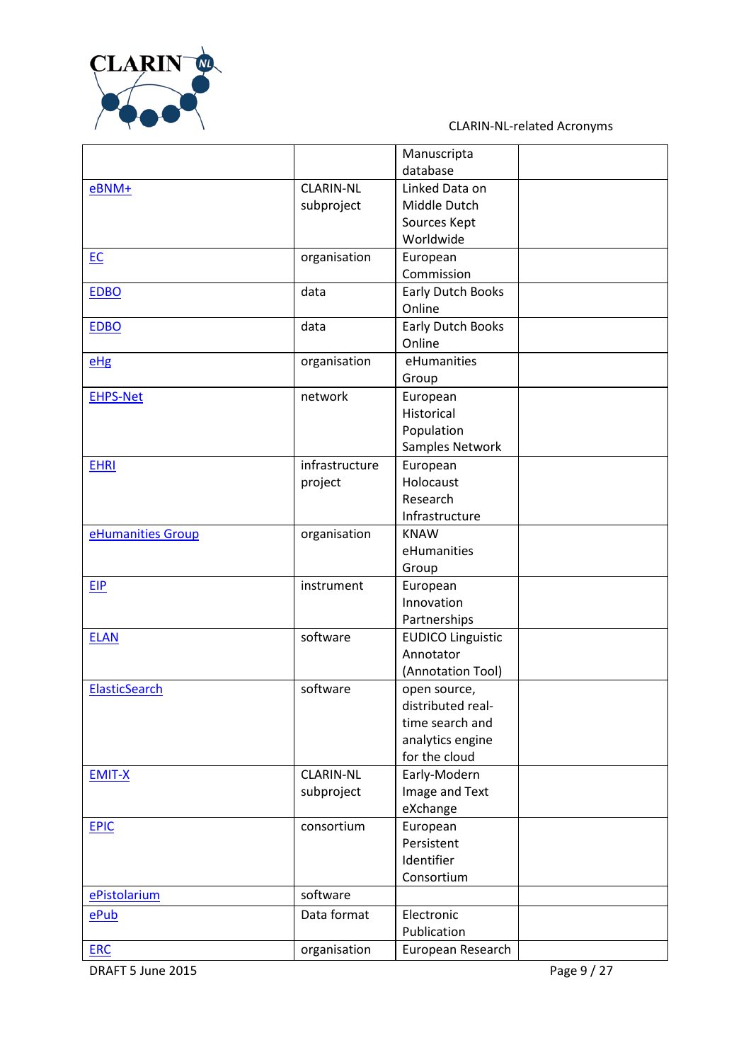|  |  | Manuscripta database |  |
|---|---|---|---|
| eBNM+ | CLARIN-NL subproject | Linked Data on Middle Dutch Sources Kept Worldwide |  |
| EC | organisation | European Commission |  |
| EDBO | data | Early Dutch Books Online |  |
| EDBO | data | Early Dutch Books Online |  |
| eHg | organisation | eHumanities Group |  |
| EHPS-Net | network | European Historical Population Samples Network |  |
| EHRI | infrastructure project | European Holocaust Research Infrastructure |  |
| eHumanities Group | organisation | KNAW eHumanities Group |  |
| EIP | instrument | European Innovation Partnerships |  |
| ELAN | software | EUDICO Linguistic Annotator (Annotation Tool) |  |
| ElasticSearch | software | open source, distributed real-time search and analytics engine for the cloud |  |
| EMIT-X | CLARIN-NL subproject | Early-Modern Image and Text eXchange |  |
| EPIC | consortium | European Persistent Identifier Consortium |  |
| ePistolarium | software |  |  |
| ePub | Data format | Electronic Publication |  |
| ERC | organisation | European Research |  |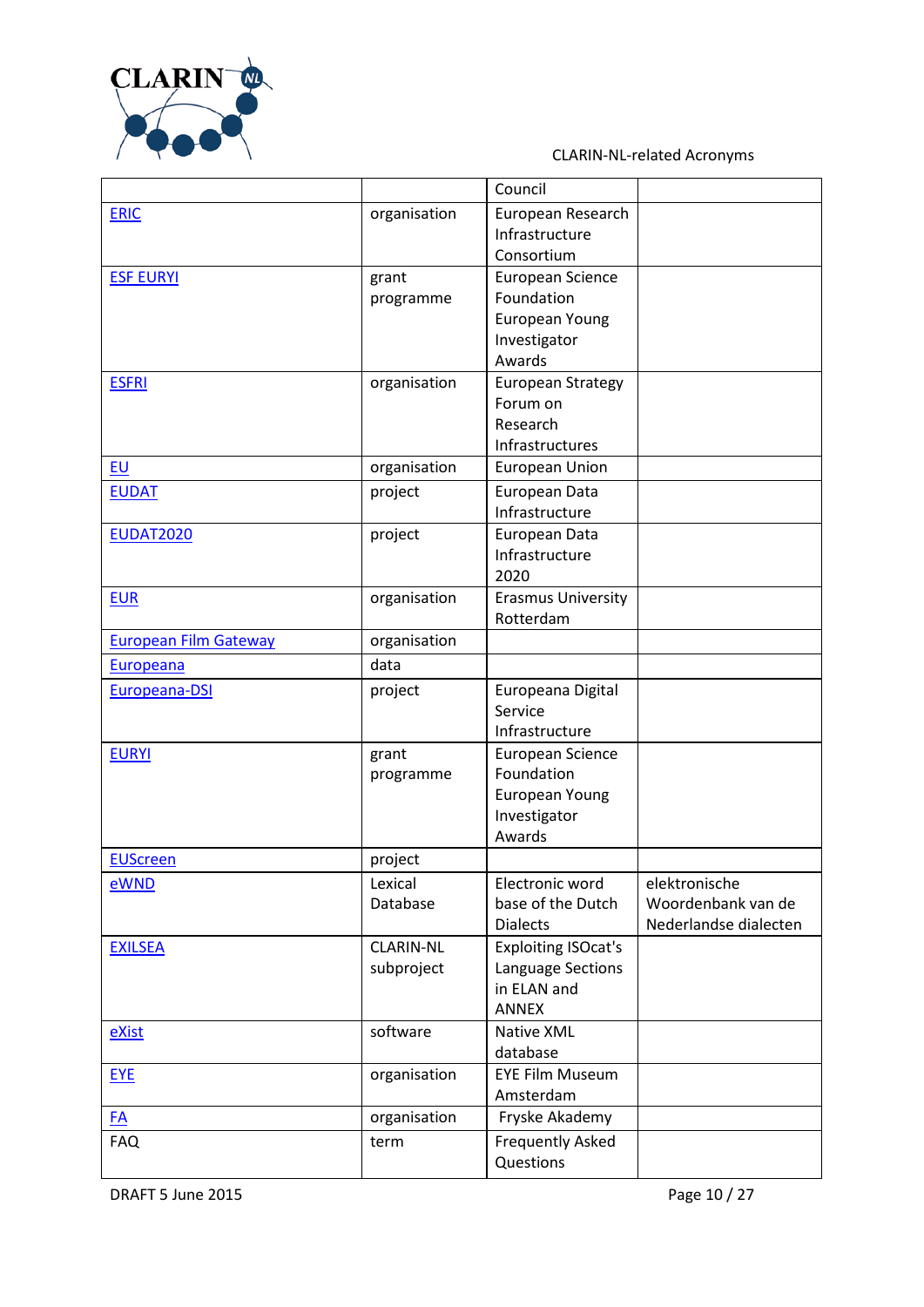| | | Council | |
|---|---|---|---|
| ERIC | organisation | European Research Infrastructure Consortium | |
| ESF EURYI | grant programme | European Science Foundation European Young Investigator Awards | |
| ESFRI | organisation | European Strategy Forum on Research Infrastructures | |
| EU | organisation | European Union | |
| EUDAT | project | European Data Infrastructure | |
| EUDAT2020 | project | European Data Infrastructure 2020 | |
| EUR | organisation | Erasmus University Rotterdam | |
| European Film Gateway | organisation | | |
| Europeana | data | | |
| Europeana-DSI | project | Europeana Digital Service Infrastructure | |
| EURYI | grant programme | European Science Foundation European Young Investigator Awards | |
| EUScreen | project | | |
| eWND | Lexical Database | Electronic word base of the Dutch Dialects | elektronische Woordenbank van de Nederlandse dialecten |
| EXILSEA | CLARIN-NL subproject | Exploiting ISOcat's Language Sections in ELAN and ANNEX | |
| eXist | software | Native XML database | |
| EYE | organisation | EYE Film Museum Amsterdam | |
| FA | organisation | Fryske Akademy | |
| FAQ | term | Frequently Asked Questions | |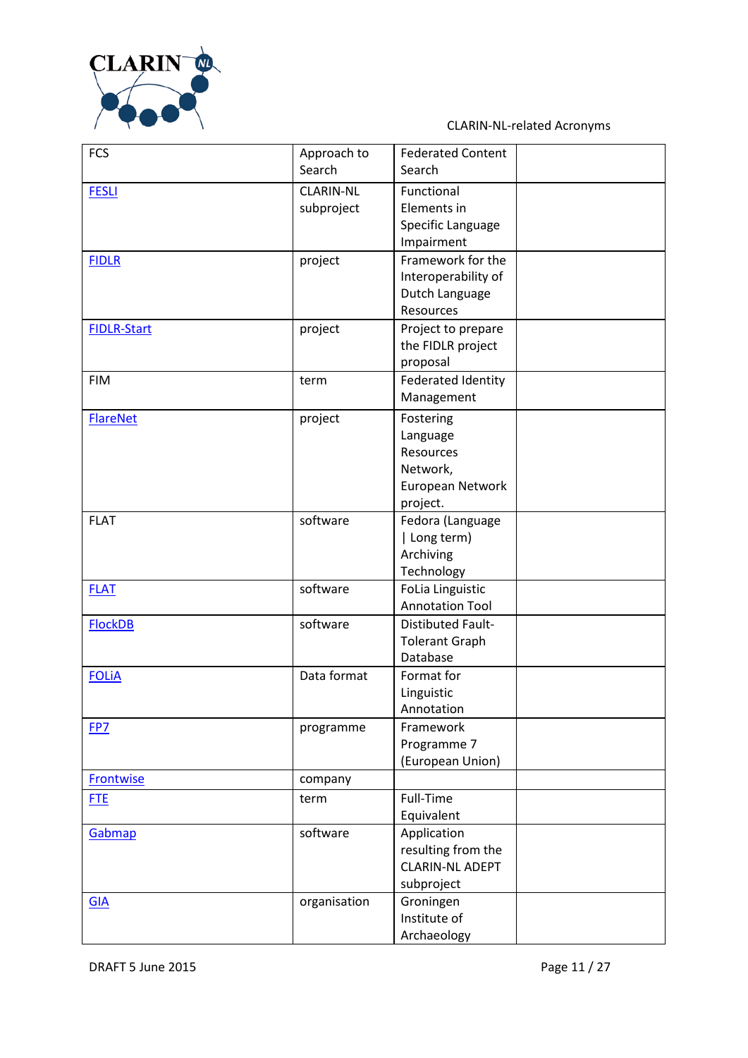| FCS | Approach to Search | Federated Content Search | |
|---|---|---|---|
| FESLI | CLARIN-NL subproject | Functional Elements in Specific Language Impairment | |
| FIDLR | project | Framework for the Interoperability of Dutch Language Resources | |
| FIDLR-Start | project | Project to prepare the FIDLR project proposal | |
| FIM | term | Federated Identity Management | |
| FlareNet | project | Fostering Language Resources Network, European Network project. | |
| FLAT | software | Fedora (Language \| Long term) Archiving Technology | |
| FLAT | software | FoLia Linguistic Annotation Tool | |
| FlockDB | software | Distibuted Fault-Tolerant Graph Database | |
| FOLiA | Data format | Format for Linguistic Annotation | |
| FP7 | programme | Framework Programme 7 (European Union) | |
| Frontwise | company | | |
| FTE | term | Full-Time Equivalent | |
| Gabmap | software | Application resulting from the CLARIN-NL ADEPT subproject | |
| GIA | organisation | Groningen Institute of Archaeology | |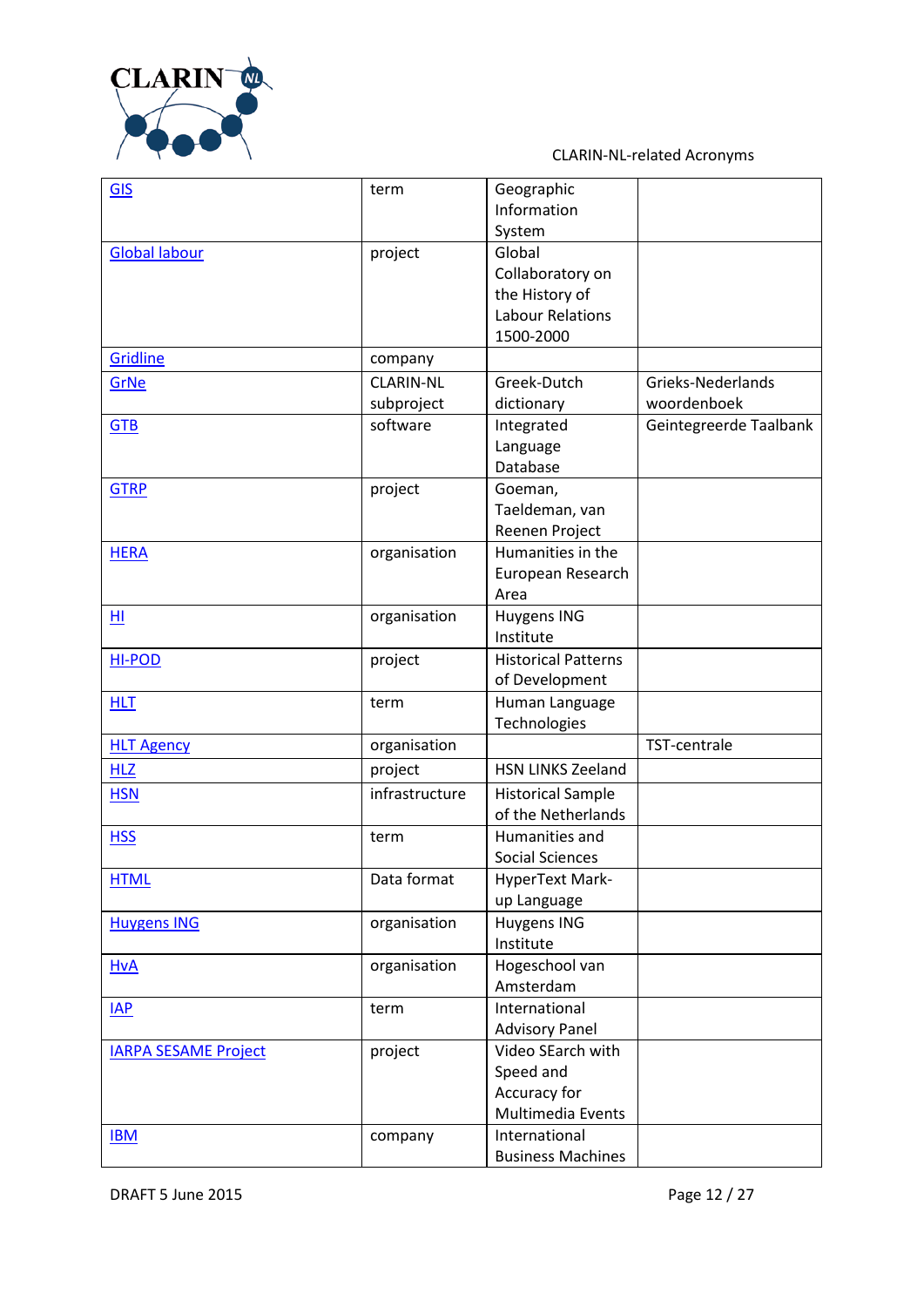| GIS | term | Geographic Information System | |
|---|---|---|---|
| Global labour | project | Global Collaboratory on the History of Labour Relations 1500-2000 | |
| Gridline | company | | |
| GrNe | CLARIN-NL subproject | Greek-Dutch dictionary | Grieks-Nederlands woordenboek |
| GTB | software | Integrated Language Database | Geintegreerde Taalbank |
| GTRP | project | Goeman, Taeldeman, van Reenen Project | |
| HERA | organisation | Humanities in the European Research Area | |
| HI | organisation | Huygens ING Institute | |
| HI-POD | project | Historical Patterns of Development | |
| HLT | term | Human Language Technologies | |
| HLT Agency | organisation | | TST-centrale |
| HLZ | project | HSN LINKS Zeeland | |
| HSN | infrastructure | Historical Sample of the Netherlands | |
| HSS | term | Humanities and Social Sciences | |
| HTML | Data format | HyperText Mark-up Language | |
| Huygens ING | organisation | Huygens ING Institute | |
| HvA | organisation | Hogeschool van Amsterdam | |
| IAP | term | International Advisory Panel | |
| IARPA SESAME Project | project | Video SEarch with Speed and Accuracy for Multimedia Events | |
| IBM | company | International Business Machines | |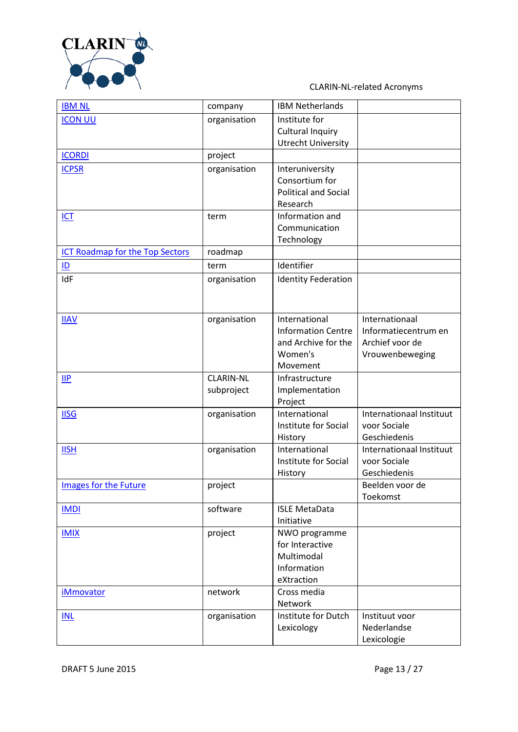| | | | |
|---|---|---|---|
| IBM NL | company | IBM Netherlands | |
| ICON UU | organisation | Institute for Cultural Inquiry Utrecht University | |
| ICORDI | project | | |
| ICPSR | organisation | Interuniversity Consortium for Political and Social Research | |
| ICT | term | Information and Communication Technology | |
| ICT Roadmap for the Top Sectors | roadmap | | |
| ID | term | Identifier | |
| IdF | organisation | Identity Federation | |
| IIAV | organisation | International Information Centre and Archive for the Women's Movement | Internationaal Informatiecentrum en Archief voor de Vrouwenbeweging |
| IIP | CLARIN-NL subproject | Infrastructure Implementation Project | |
| IISG | organisation | International Institute for Social History | Internationaal Instituut voor Sociale Geschiedenis |
| IISH | organisation | International Institute for Social History | Internationaal Instituut voor Sociale Geschiedenis |
| Images for the Future | project | | Beelden voor de Toekomst |
| IMDI | software | ISLE MetaData Initiative | |
| IMIX | project | NWO programme for Interactive Multimodal Information eXtraction | |
| iMmovator | network | Cross media Network | |
| INL | organisation | Institute for Dutch Lexicology | Instituut voor Nederlandse Lexicologie |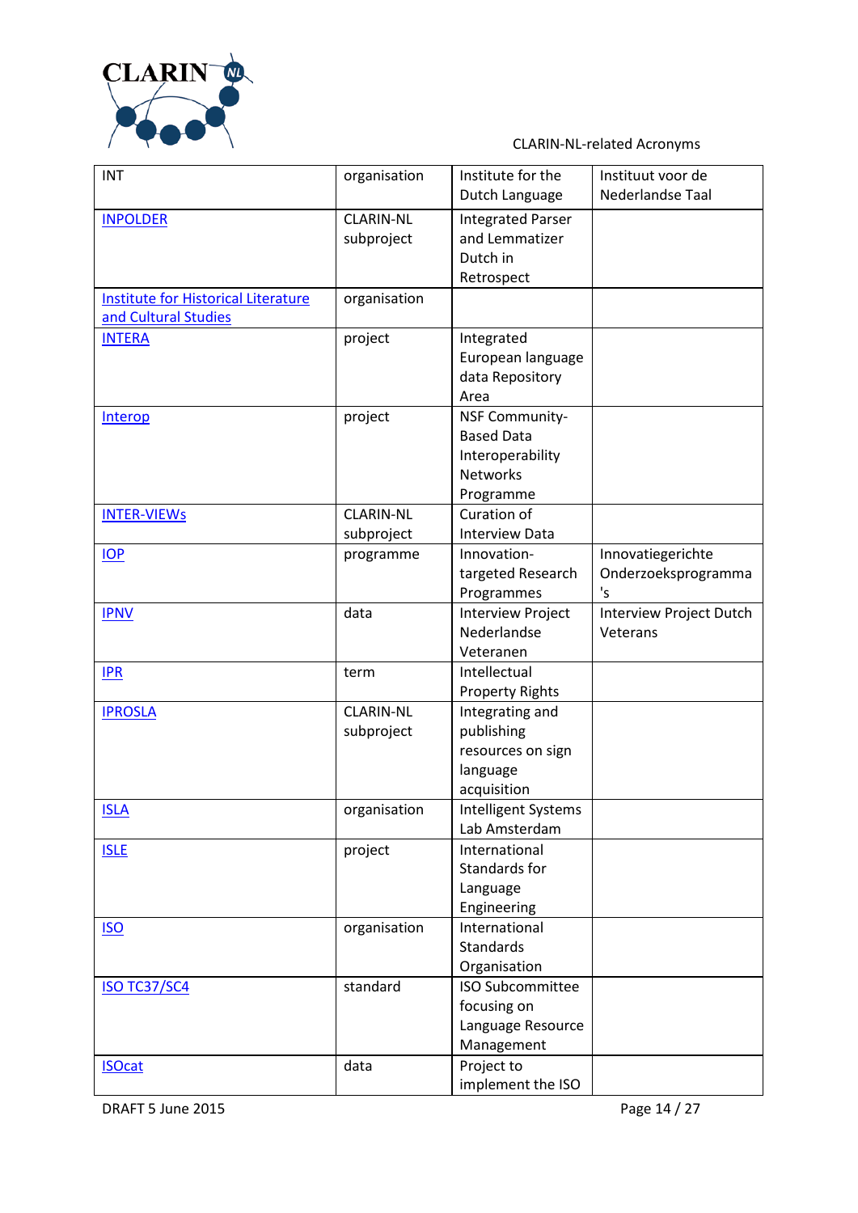| INT | organisation | Institute for the Dutch Language | Instituut voor de Nederlandse Taal |
|---|---|---|---|
| INPOLDER | CLARIN-NL subproject | Integrated Parser and Lemmatizer Dutch in Retrospect | |
| Institute for Historical Literature and Cultural Studies | organisation | | |
| INTERA | project | Integrated European language data Repository Area | |
| Interop | project | NSF Community-Based Data Interoperability Networks Programme | |
| INTER-VIEWs | CLARIN-NL subproject | Curation of Interview Data | |
| IOP | programme | Innovation-targeted Research Programmes | Innovatiegerichte Onderzoeksprogramma 's |
| IPNV | data | Interview Project Nederlandse Veteranen | Interview Project Dutch Veterans |
| IPR | term | Intellectual Property Rights | |
| IPROSLA | CLARIN-NL subproject | Integrating and publishing resources on sign language acquisition | |
| ISLA | organisation | Intelligent Systems Lab Amsterdam | |
| ISLE | project | International Standards for Language Engineering | |
| ISO | organisation | International Standards Organisation | |
| ISO TC37/SC4 | standard | ISO Subcommittee focusing on Language Resource Management | |
| ISOcat | data | Project to implement the ISO | |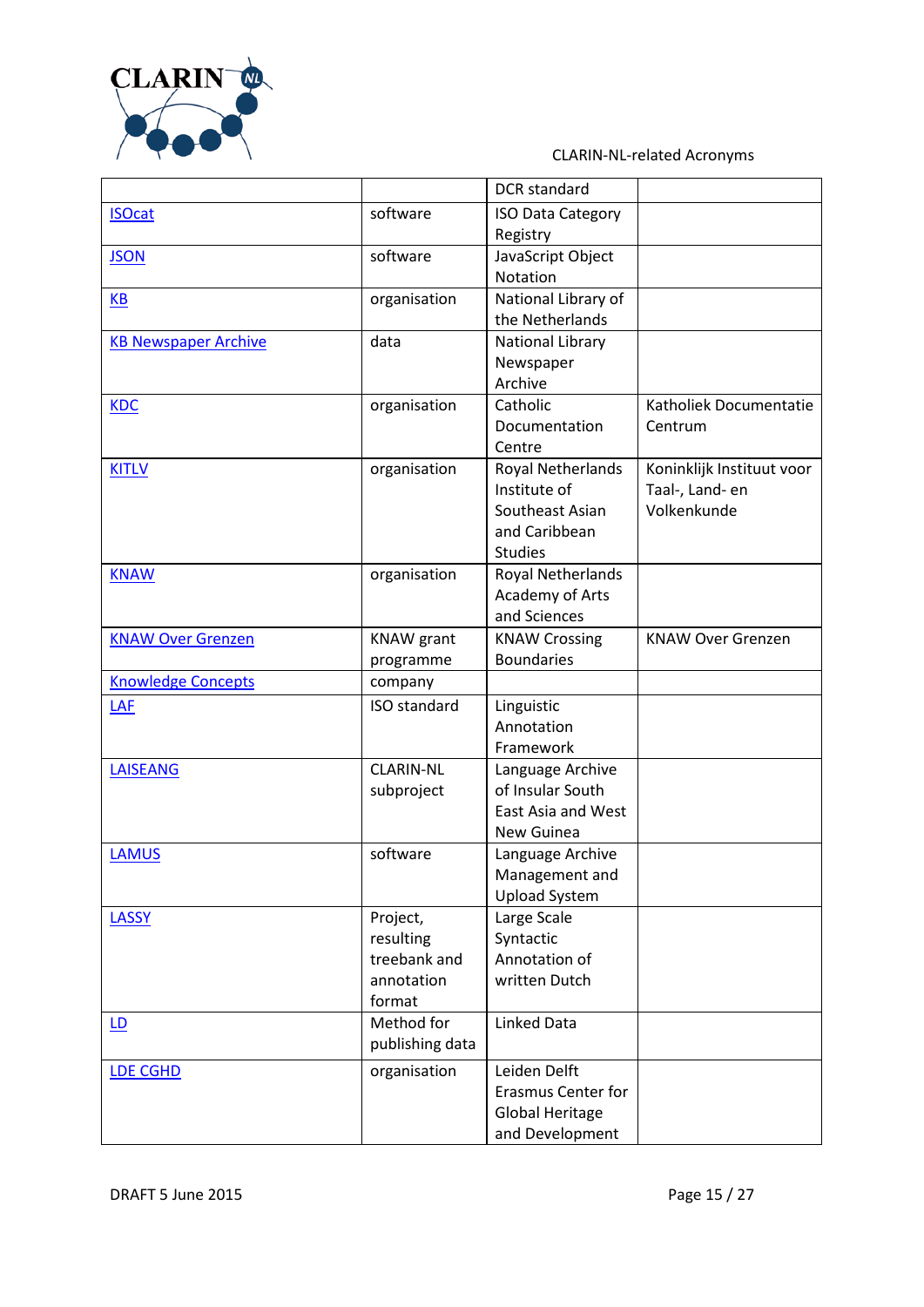| | | DCR standard | |
|---|---|---|---|
| ISOcat | software | ISO Data Category Registry | |
| JSON | software | JavaScript Object Notation | |
| KB | organisation | National Library of the Netherlands | |
| KB Newspaper Archive | data | National Library Newspaper Archive | |
| KDC | organisation | Catholic Documentation Centre | Katholiek Documentatie Centrum |
| KITLV | organisation | Royal Netherlands Institute of Southeast Asian and Caribbean Studies | Koninklijk Instituut voor Taal-, Land- en Volkenkunde |
| KNAW | organisation | Royal Netherlands Academy of Arts and Sciences | |
| KNAW Over Grenzen | KNAW grant programme | KNAW Crossing Boundaries | KNAW Over Grenzen |
| Knowledge Concepts | company | | |
| LAF | ISO standard | Linguistic Annotation Framework | |
| LAISEANG | CLARIN-NL subproject | Language Archive of Insular South East Asia and West New Guinea | |
| LAMUS | software | Language Archive Management and Upload System | |
| LASSY | Project, resulting treebank and annotation format | Large Scale Syntactic Annotation of written Dutch | |
| LD | Method for publishing data | Linked Data | |
| LDE CGHD | organisation | Leiden Delft Erasmus Center for Global Heritage and Development | |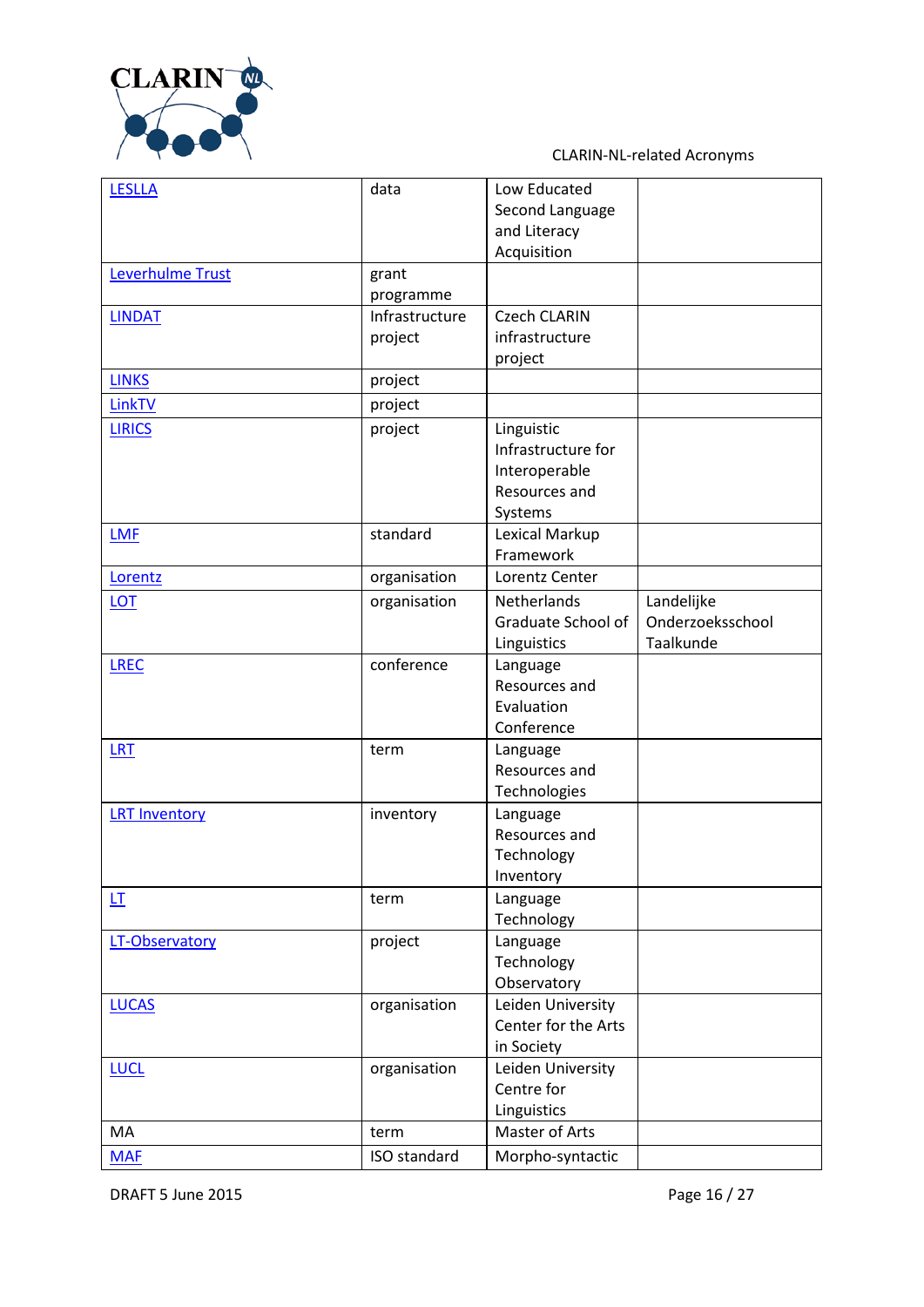| LESLLA | data | Low Educated Second Language and Literacy Acquisition | |
|---|---|---|---|
| Leverhulme Trust | grant programme | | |
| LINDAT | Infrastructure project | Czech CLARIN infrastructure project | |
| LINKS | project | | |
| LinkTV | project | | |
| LIRICS | project | Linguistic Infrastructure for Interoperable Resources and Systems | |
| LMF | standard | Lexical Markup Framework | |
| Lorentz | organisation | Lorentz Center | |
| LOT | organisation | Netherlands Graduate School of Linguistics | Landelijke Onderzoeksschool Taalkunde |
| LREC | conference | Language Resources and Evaluation Conference | |
| LRT | term | Language Resources and Technologies | |
| LRT Inventory | inventory | Language Resources and Technology Inventory | |
| LT | term | Language Technology | |
| LT-Observatory | project | Language Technology Observatory | |
| LUCAS | organisation | Leiden University Center for the Arts in Society | |
| LUCL | organisation | Leiden University Centre for Linguistics | |
| MA | term | Master of Arts | |
| MAF | ISO standard | Morpho-syntactic | |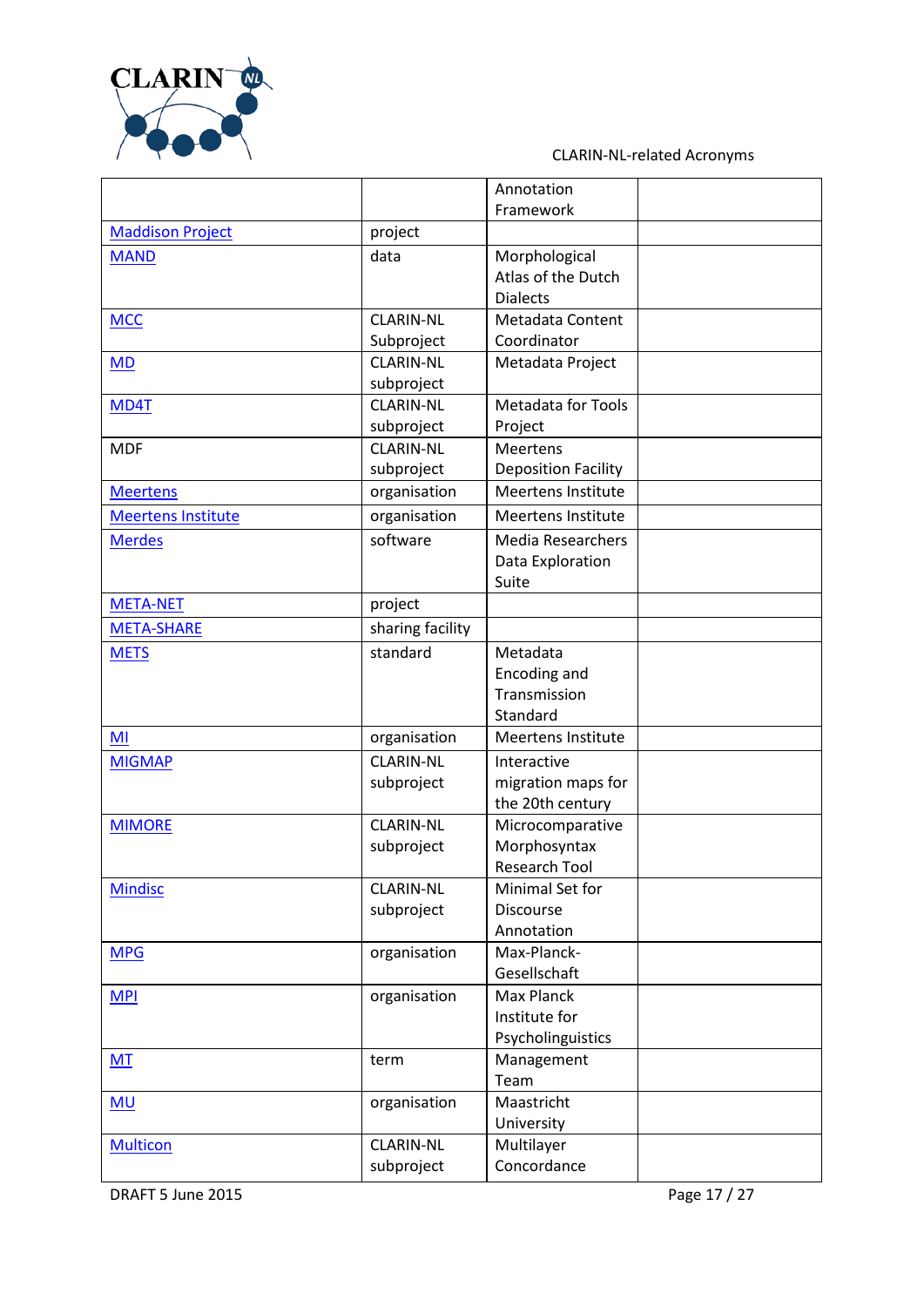| | | Annotation Framework | |
|---|---|---|---|
| Maddison Project | project | | |
| MAND | data | Morphological Atlas of the Dutch Dialects | |
| MCC | CLARIN-NL Subproject | Metadata Content Coordinator | |
| MD | CLARIN-NL subproject | Metadata Project | |
| MD4T | CLARIN-NL subproject | Metadata for Tools Project | |
| MDF | CLARIN-NL subproject | Meertens Deposition Facility | |
| Meertens | organisation | Meertens Institute | |
| Meertens Institute | organisation | Meertens Institute | |
| Merdes | software | Media Researchers Data Exploration Suite | |
| META-NET | project | | |
| META-SHARE | sharing facility | | |
| METS | standard | Metadata Encoding and Transmission Standard | |
| MI | organisation | Meertens Institute | |
| MIGMAP | CLARIN-NL subproject | Interactive migration maps for the 20th century | |
| MIMORE | CLARIN-NL subproject | Microcomparative Morphosyntax Research Tool | |
| Mindisc | CLARIN-NL subproject | Minimal Set for Discourse Annotation | |
| MPG | organisation | Max-Planck-Gesellschaft | |
| MPI | organisation | Max Planck Institute for Psycholinguistics | |
| MT | term | Management Team | |
| MU | organisation | Maastricht University | |
| Multicon | CLARIN-NL subproject | Multilayer Concordance | |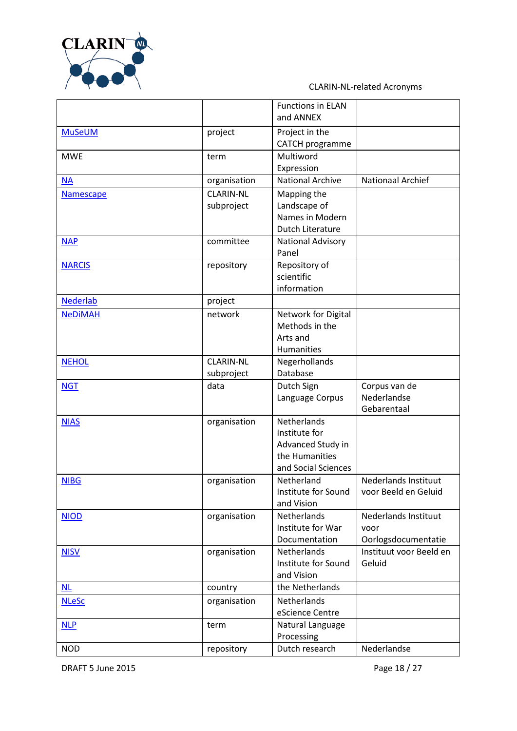| | | Functions in ELAN and ANNEX | |
|---|---|---|---|
| MuSeUM | project | Project in the CATCH programme | |
| MWE | term | Multiword Expression | |
| NA | organisation | National Archive | Nationaal Archief |
| Namescape | CLARIN-NL subproject | Mapping the Landscape of Names in Modern Dutch Literature | |
| NAP | committee | National Advisory Panel | |
| NARCIS | repository | Repository of scientific information | |
| Nederlab | project | | |
| NeDiMAH | network | Network for Digital Methods in the Arts and Humanities | |
| NEHOL | CLARIN-NL subproject | Negerhollands Database | |
| NGT | data | Dutch Sign Language Corpus | Corpus van de Nederlandse Gebarentaal |
| NIAS | organisation | Netherlands Institute for Advanced Study in the Humanities and Social Sciences | |
| NIBG | organisation | Netherland Institute for Sound and Vision | Nederlands Instituut voor Beeld en Geluid |
| NIOD | organisation | Netherlands Institute for War Documentation | Nederlands Instituut voor Oorlogsdocumentatie |
| NISV | organisation | Netherlands Institute for Sound and Vision | Instituut voor Beeld en Geluid |
| NL | country | the Netherlands | |
| NLeSc | organisation | Netherlands eScience Centre | |
| NLP | term | Natural Language Processing | |
| NOD | repository | Dutch research | Nederlandse |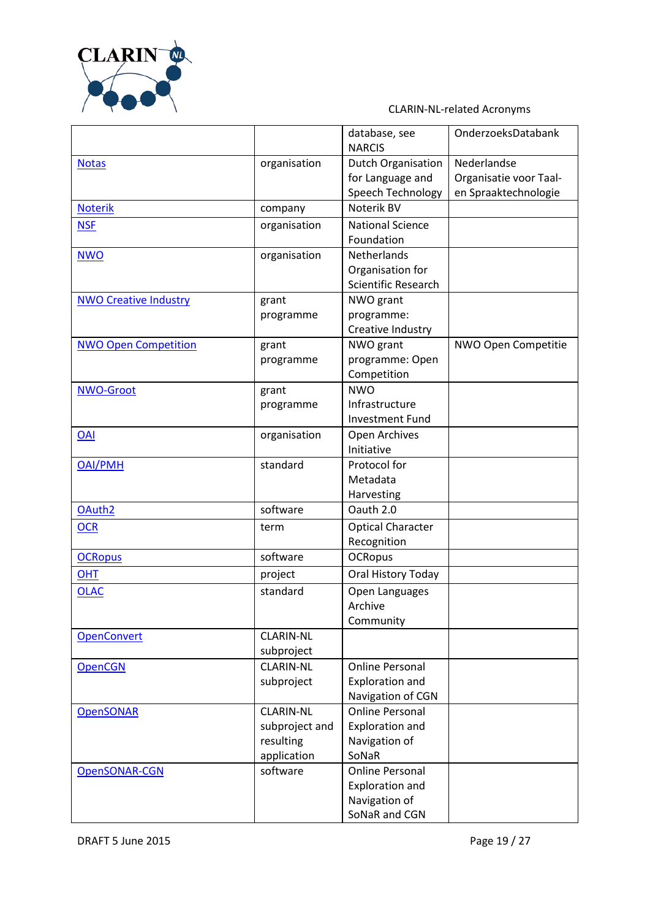| | | | |
|---|---|---|---|
| | | database, see NARCIS | OnderzoeksDatabank |
| Notas | organisation | Dutch Organisation for Language and Speech Technology | Nederlandse Organisatie voor Taal- en Spraaktechnologie |
| Noterik | company | Noterik BV | |
| NSF | organisation | National Science Foundation | |
| NWO | organisation | Netherlands Organisation for Scientific Research | |
| NWO Creative Industry | grant programme | NWO grant programme: Creative Industry | |
| NWO Open Competition | grant programme | NWO grant programme: Open Competition | NWO Open Competitie |
| NWO-Groot | grant programme | NWO Infrastructure Investment Fund | |
| OAI | organisation | Open Archives Initiative | |
| OAI/PMH | standard | Protocol for Metadata Harvesting | |
| OAuth2 | software | Oauth 2.0 | |
| OCR | term | Optical Character Recognition | |
| OCRopus | software | OCRopus | |
| OHT | project | Oral History Today | |
| OLAC | standard | Open Languages Archive Community | |
| OpenConvert | CLARIN-NL subproject | | |
| OpenCGN | CLARIN-NL subproject | Online Personal Exploration and Navigation of CGN | |
| OpenSONAR | CLARIN-NL subproject and resulting application | Online Personal Exploration and Navigation of SoNaR | |
| OpenSONAR-CGN | software | Online Personal Exploration and Navigation of SoNaR and CGN | |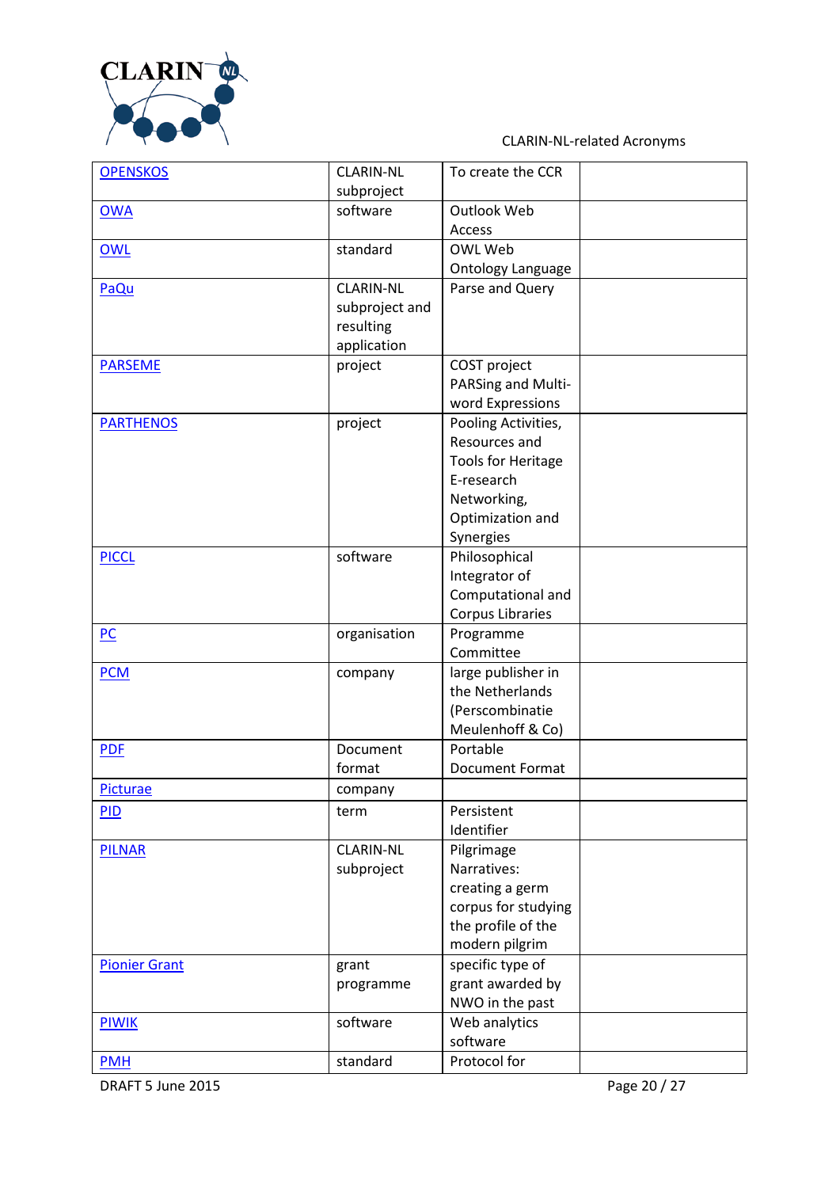| OPENSKOS | CLARIN-NL subproject | To create the CCR | |
|---|---|---|---|
| OWA | software | Outlook Web Access | |
| OWL | standard | OWL Web Ontology Language | |
| PaQu | CLARIN-NL subproject and resulting application | Parse and Query | |
| PARSEME | project | COST project PARSing and Multi-word Expressions | |
| PARTHENOS | project | Pooling Activities, Resources and Tools for Heritage E-research Networking, Optimization and Synergies | |
| PICCL | software | Philosophical Integrator of Computational and Corpus Libraries | |
| PC | organisation | Programme Committee | |
| PCM | company | large publisher in the Netherlands (Perscombinatie Meulenhoff & Co) | |
| PDF | Document format | Portable Document Format | |
| Picturae | company | | |
| PID | term | Persistent Identifier | |
| PILNAR | CLARIN-NL subproject | Pilgrimage Narratives: creating a germ corpus for studying the profile of the modern pilgrim | |
| Pionier Grant | grant programme | specific type of grant awarded by NWO in the past | |
| PIWIK | software | Web analytics software | |
| PMH | standard | Protocol for | |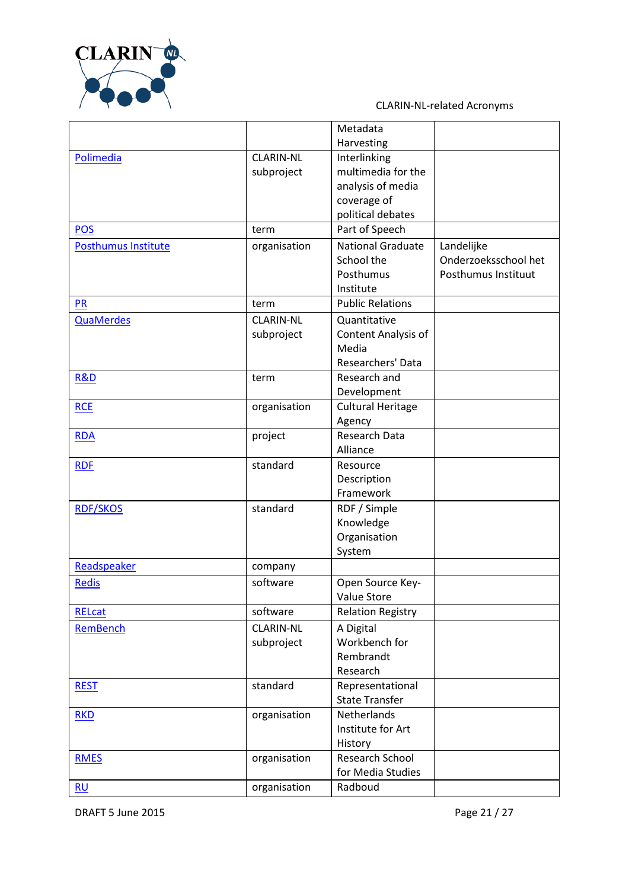| | | Metadata Harvesting | |
|---|---|---|---|
| Polimedia | CLARIN-NL subproject | Interlinking multimedia for the analysis of media coverage of political debates | |
| POS | term | Part of Speech | |
| Posthumus Institute | organisation | National Graduate School the Posthumus Institute | Landelijke Onderzoeksschool het Posthumus Instituut |
| PR | term | Public Relations | |
| QuaMerdes | CLARIN-NL subproject | Quantitative Content Analysis of Media Researchers' Data | |
| R&D | term | Research and Development | |
| RCE | organisation | Cultural Heritage Agency | |
| RDA | project | Research Data Alliance | |
| RDF | standard | Resource Description Framework | |
| RDF/SKOS | standard | RDF / Simple Knowledge Organisation System | |
| Readspeaker | company | | |
| Redis | software | Open Source Key-Value Store | |
| RELcat | software | Relation Registry | |
| RemBench | CLARIN-NL subproject | A Digital Workbench for Rembrandt Research | |
| REST | standard | Representational State Transfer | |
| RKD | organisation | Netherlands Institute for Art History | |
| RMES | organisation | Research School for Media Studies | |
| RU | organisation | Radboud | |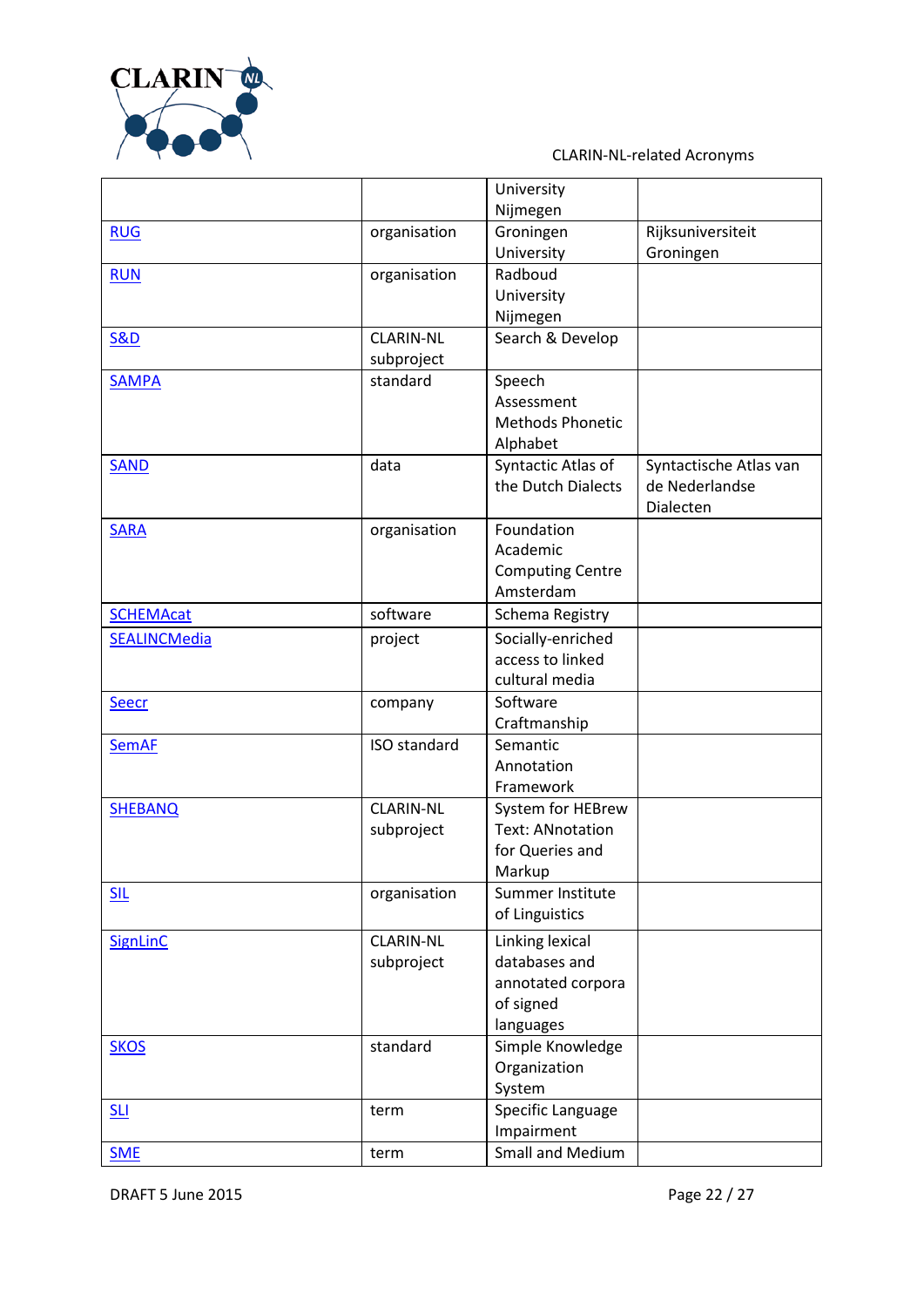| | | University Nijmegen | |
|---|---|---|---|
| RUG | organisation | Groningen University | Rijksuniversiteit Groningen |
| RUN | organisation | Radboud University Nijmegen | |
| S&D | CLARIN-NL subproject | Search & Develop | |
| SAMPA | standard | Speech Assessment Methods Phonetic Alphabet | |
| SAND | data | Syntactic Atlas of the Dutch Dialects | Syntactische Atlas van de Nederlandse Dialecten |
| SARA | organisation | Foundation Academic Computing Centre Amsterdam | |
| SCHEMAcat | software | Schema Registry | |
| SEALINCMedia | project | Socially-enriched access to linked cultural media | |
| Seecr | company | Software Craftmanship | |
| SemAF | ISO standard | Semantic Annotation Framework | |
| SHEBANQ | CLARIN-NL subproject | System for HEBrew Text: ANnotation for Queries and Markup | |
| SIL | organisation | Summer Institute of Linguistics | |
| SignLinC | CLARIN-NL subproject | Linking lexical databases and annotated corpora of signed languages | |
| SKOS | standard | Simple Knowledge Organization System | |
| SLI | term | Specific Language Impairment | |
| SME | term | Small and Medium | |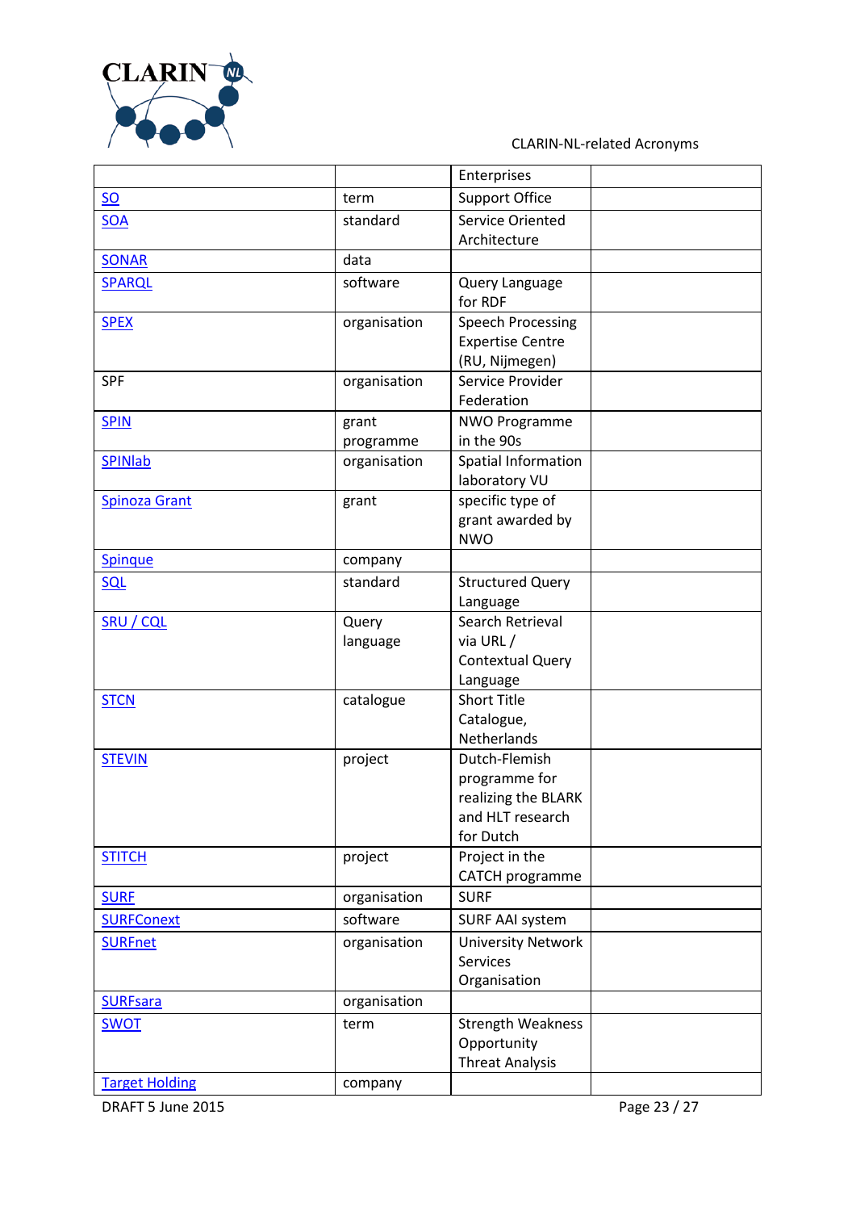| | | Enterprises | |
|---|---|---|---|
| SO | term | Support Office | |
| SOA | standard | Service Oriented Architecture | |
| SONAR | data | | |
| SPARQL | software | Query Language for RDF | |
| SPEX | organisation | Speech Processing Expertise Centre (RU, Nijmegen) | |
| SPF | organisation | Service Provider Federation | |
| SPIN | grant programme | NWO Programme in the 90s | |
| SPINlab | organisation | Spatial Information laboratory VU | |
| Spinoza Grant | grant | specific type of grant awarded by NWO | |
| Spinque | company | | |
| SQL | standard | Structured Query Language | |
| SRU / CQL | Query language | Search Retrieval via URL / Contextual Query Language | |
| STCN | catalogue | Short Title Catalogue, Netherlands | |
| STEVIN | project | Dutch-Flemish programme for realizing the BLARK and HLT research for Dutch | |
| STITCH | project | Project in the CATCH programme | |
| SURF | organisation | SURF | |
| SURFConext | software | SURF AAI system | |
| SURFnet | organisation | University Network Services Organisation | |
| SURFsara | organisation | | |
| SWOT | term | Strength Weakness Opportunity Threat Analysis | |
| Target Holding | company | | |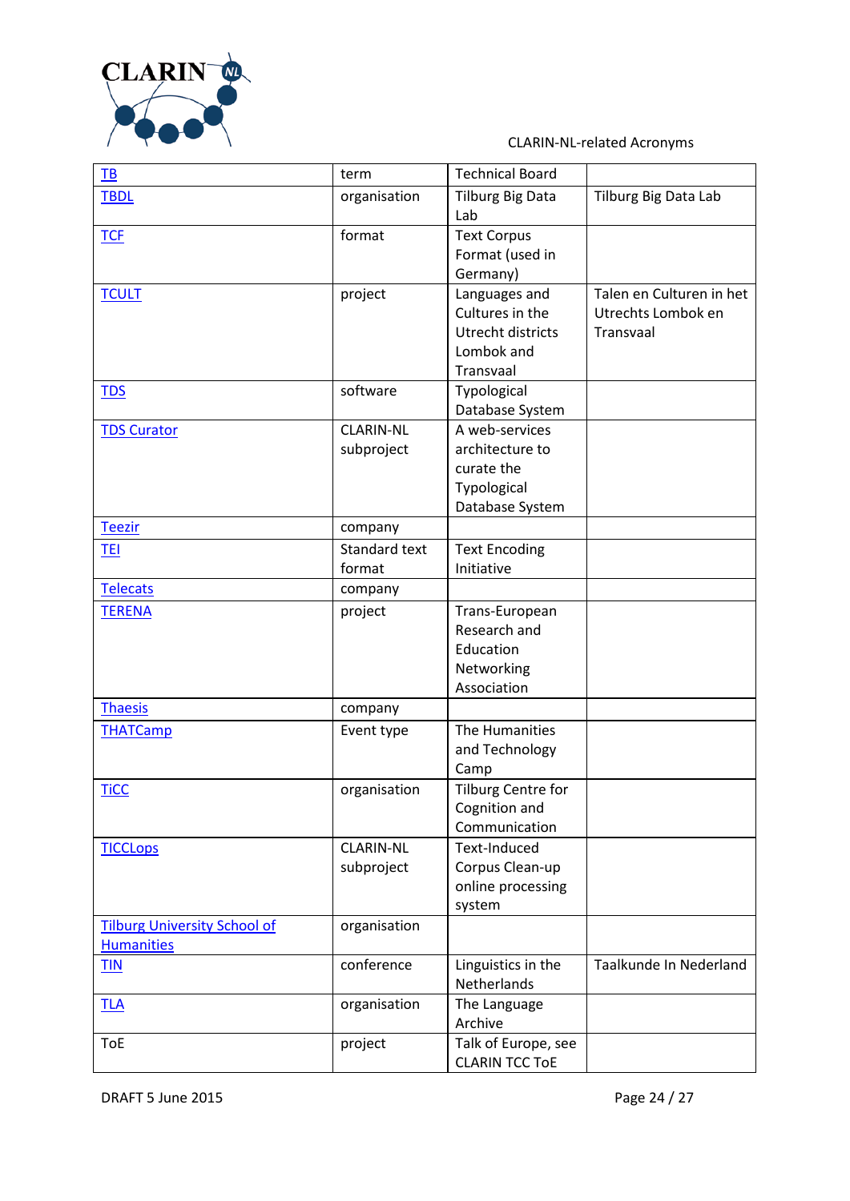| TB | term | Technical Board | |
|---|---|---|---|
| TBDL | organisation | Tilburg Big Data Lab | Tilburg Big Data Lab |
| TCF | format | Text Corpus Format (used in Germany) | |
| TCULT | project | Languages and Cultures in the Utrecht districts Lombok and Transvaal | Talen en Culturen in het Utrechts Lombok en Transvaal |
| TDS | software | Typological Database System | |
| TDS Curator | CLARIN-NL subproject | A web-services architecture to curate the Typological Database System | |
| Teezir | company | | |
| TEI | Standard text format | Text Encoding Initiative | |
| Telecats | company | | |
| TERENA | project | Trans-European Research and Education Networking Association | |
| Thaesis | company | | |
| THATCamp | Event type | The Humanities and Technology Camp | |
| TiCC | organisation | Tilburg Centre for Cognition and Communication | |
| TICCLops | CLARIN-NL subproject | Text-Induced Corpus Clean-up online processing system | |
| Tilburg University School of Humanities | organisation | | |
| TIN | conference | Linguistics in the Netherlands | Taalkunde In Nederland |
| TLA | organisation | The Language Archive | |
| ToE | project | Talk of Europe, see CLARIN TCC ToE | |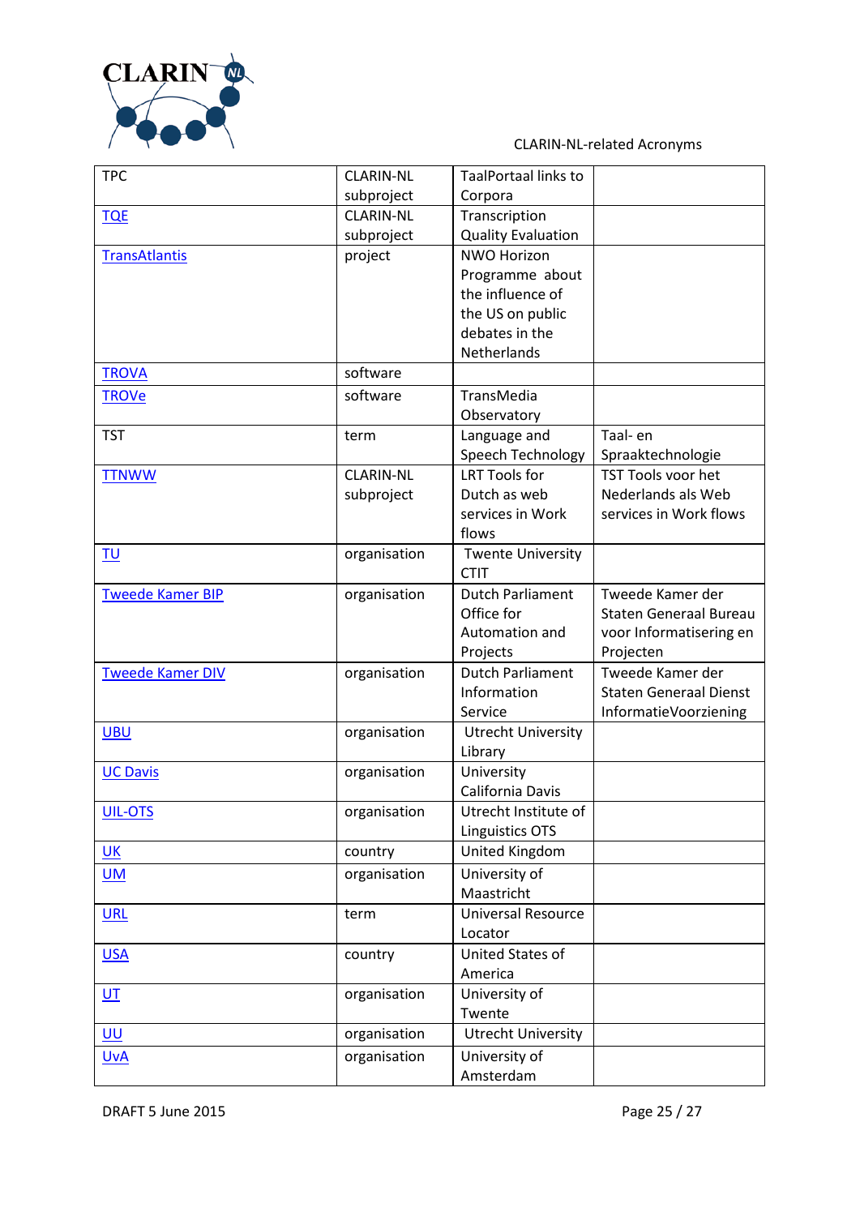| TPC | CLARIN-NL subproject | TaalPortaal links to Corpora | |
|---|---|---|---|
| TQE | CLARIN-NL subproject | Transcription Quality Evaluation | |
| TransAtlantis | project | NWO Horizon Programme about the influence of the US on public debates in the Netherlands | |
| TROVA | software | | |
| TROVe | software | TransMedia Observatory | |
| TST | term | Language and Speech Technology | Taal- en Spraaktechnologie |
| TTNWW | CLARIN-NL subproject | LRT Tools for Dutch as web services in Work flows | TST Tools voor het Nederlands als Web services in Work flows |
| TU | organisation | Twente University CTIT | |
| Tweede Kamer BIP | organisation | Dutch Parliament Office for Automation and Projects | Tweede Kamer der Staten Generaal Bureau voor Informatisering en Projecten |
| Tweede Kamer DIV | organisation | Dutch Parliament Information Service | Tweede Kamer der Staten Generaal Dienst InformatieVoorziening |
| UBU | organisation | Utrecht University Library | |
| UC Davis | organisation | University California Davis | |
| UIL-OTS | organisation | Utrecht Institute of Linguistics OTS | |
| UK | country | United Kingdom | |
| UM | organisation | University of Maastricht | |
| URL | term | Universal Resource Locator | |
| USA | country | United States of America | |
| UT | organisation | University of Twente | |
| UU | organisation | Utrecht University | |
| UvA | organisation | University of Amsterdam | |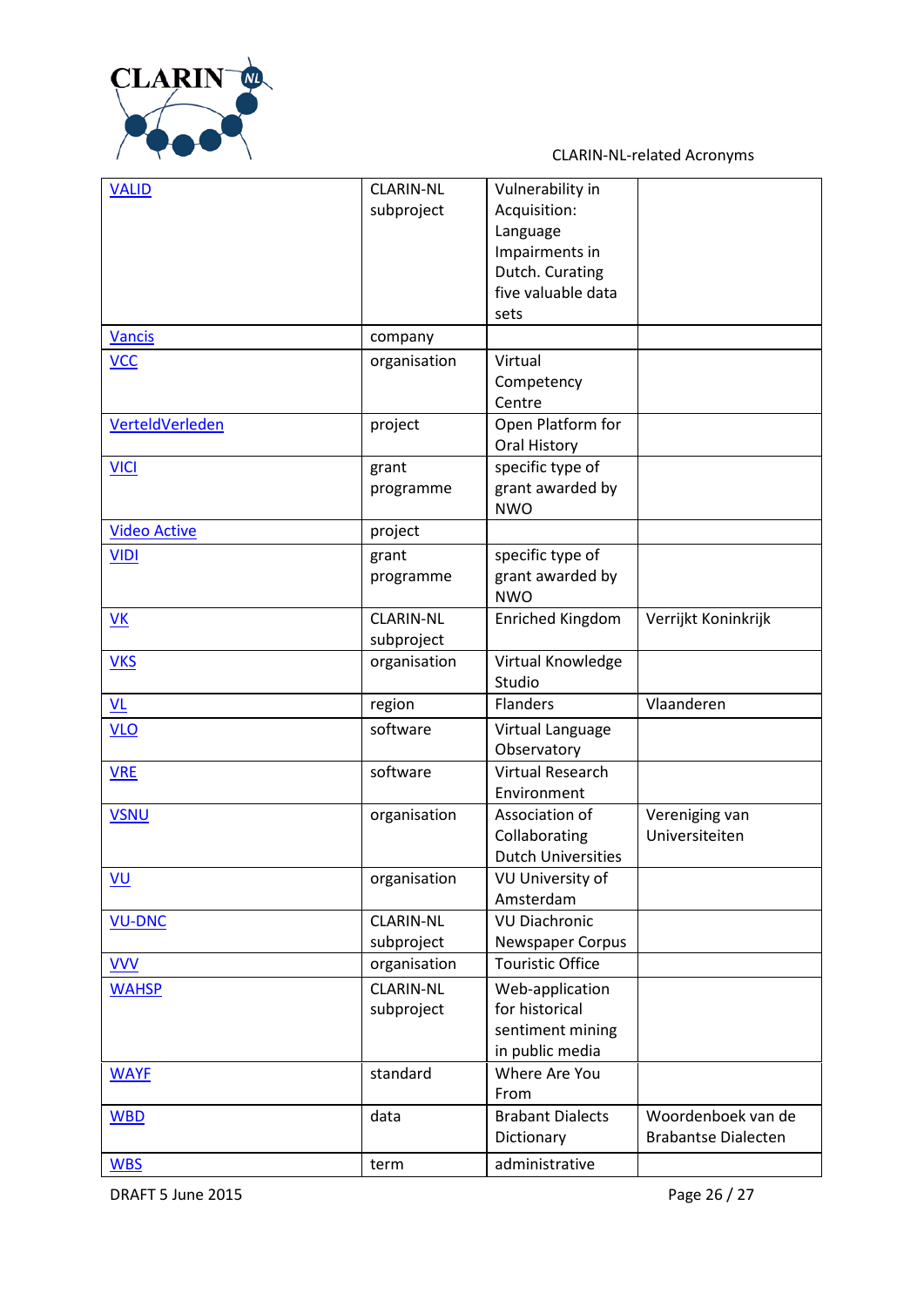| VALID | CLARIN-NL subproject | Vulnerability in Acquisition: Language Impairments in Dutch. Curating five valuable data sets | |
|---|---|---|---|
| Vancis | company | | |
| VCC | organisation | Virtual Competency Centre | |
| VerteldVerleden | project | Open Platform for Oral History | |
| VICI | grant programme | specific type of grant awarded by NWO | |
| Video Active | project | | |
| VIDI | grant programme | specific type of grant awarded by NWO | |
| VK | CLARIN-NL subproject | Enriched Kingdom | Verrijkt Koninkrijk |
| VKS | organisation | Virtual Knowledge Studio | |
| VL | region | Flanders | Vlaanderen |
| VLO | software | Virtual Language Observatory | |
| VRE | software | Virtual Research Environment | |
| VSNU | organisation | Association of Collaborating Dutch Universities | Vereniging van Universiteiten |
| VU | organisation | VU University of Amsterdam | |
| VU-DNC | CLARIN-NL subproject | VU Diachronic Newspaper Corpus | |
| VVV | organisation | Touristic Office | |
| WAHSP | CLARIN-NL subproject | Web-application for historical sentiment mining in public media | |
| WAYF | standard | Where Are You From | |
| WBD | data | Brabant Dialects Dictionary | Woordenboek van de Brabantse Dialecten |
| WBS | term | administrative | |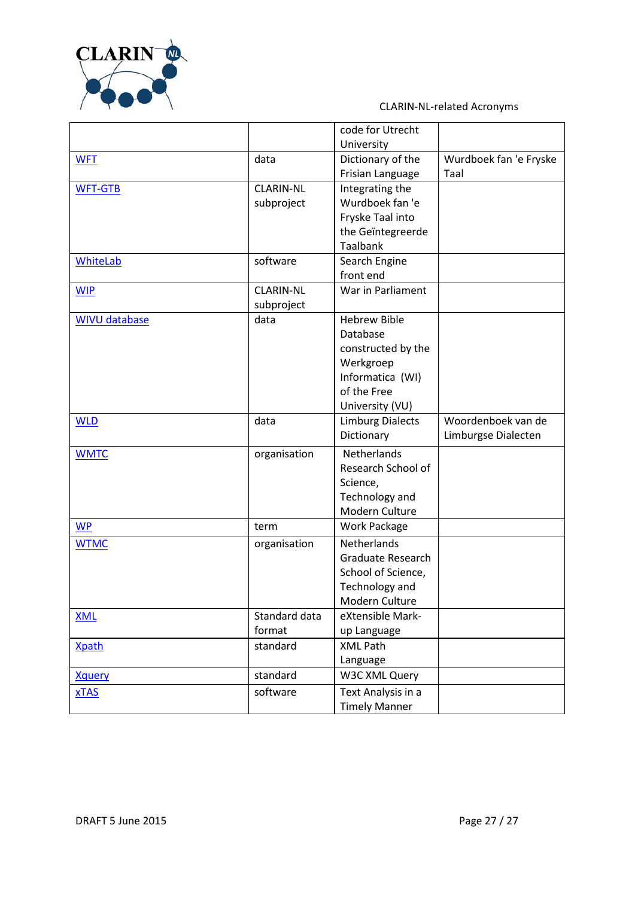| | | | |
|---|---|---|---|
| | | code for Utrecht University | |
| WFT | data | Dictionary of the Frisian Language | Wurdboek fan 'e Fryske Taal |
| WFT-GTB | CLARIN-NL subproject | Integrating the Wurdboek fan 'e Fryske Taal into the Geïntegreerde Taalbank | |
| WhiteLab | software | Search Engine front end | |
| WIP | CLARIN-NL subproject | War in Parliament | |
| WIVU database | data | Hebrew Bible Database constructed by the Werkgroep Informatica (WI) of the Free University (VU) | |
| WLD | data | Limburg Dialects Dictionary | Woordenboek van de Limburgse Dialecten |
| WMTC | organisation | Netherlands Research School of Science, Technology and Modern Culture | |
| WP | term | Work Package | |
| WTMC | organisation | Netherlands Graduate Research School of Science, Technology and Modern Culture | |
| XML | Standard data format | eXtensible Mark-up Language | |
| Xpath | standard | XML Path Language | |
| Xquery | standard | W3C XML Query | |
| xTAS | software | Text Analysis in a Timely Manner | |

DRAFT 5 June 2015